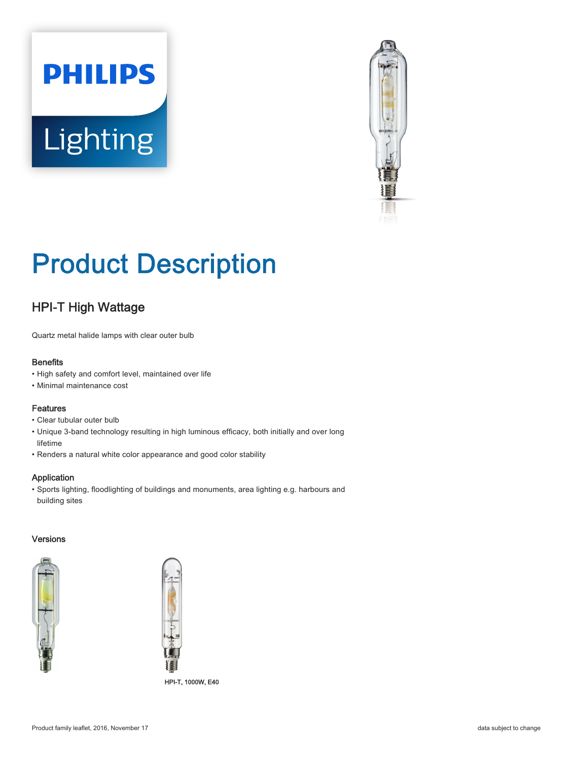PHILIPS

Lighting

# Product Description

## HPI-T High Wattage

Quartz metal halide lamps with clear outer bulb

### Benefits

- High safety and comfort level, maintained over life
- Minimal maintenance cost

### Features

- Clear tubular outer bulb
- Unique 3-band technology resulting in high luminous efficacy, both initially and over long lifetime
- Renders a natural white color appearance and good color stability

### Application

- Sports lighting, floodlighting of buildings and monuments, area lighting e.g. harbours and building sites

### Versions

HPI-T, 1000W, E40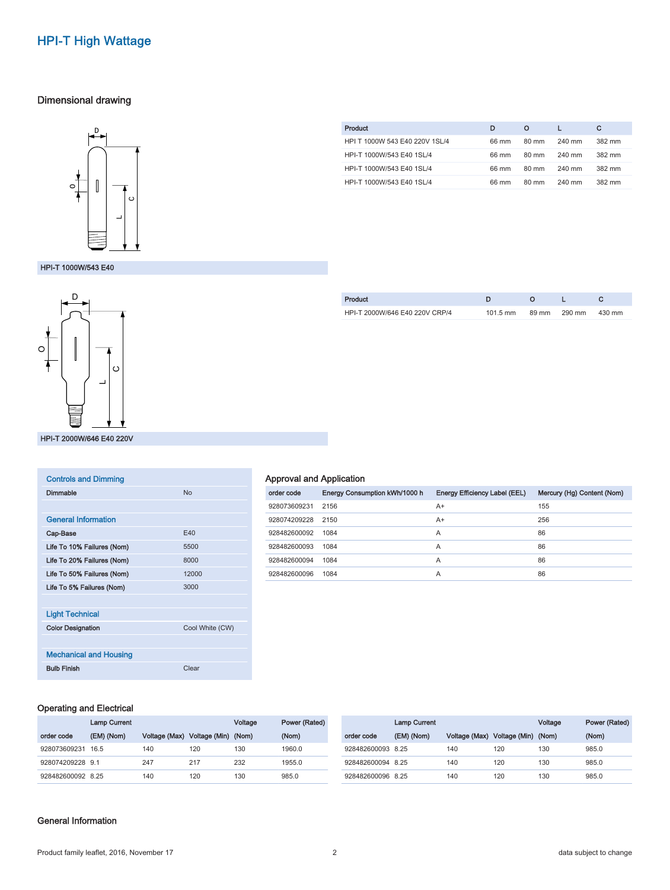# HPI-T High Wattage

## Dimensional drawing

HPI-T 1000W/543 E40

| Product | D | O | L | C |
|---|---|---|---|---|
| HPI T 1000W 543 E40 220V 1SL/4 | 66 mm | 80 mm | 240 mm | 382 mm |
| HPI-T 1000W/543 E40 1SL/4 | 66 mm | 80 mm | 240 mm | 382 mm |
| HPI-T 1000W/543 E40 1SL/4 | 66 mm | 80 mm | 240 mm | 382 mm |
| HPI-T 1000W/543 E40 1SL/4 | 66 mm | 80 mm | 240 mm | 382 mm |

HPI-T 2000W/646 E40 220V

| Product | D | O | L | C |
|---|---|---|---|---|
| HPI-T 2000W/646 E40 220V CRP/4 | 101.5 mm | 89 mm | 290 mm | 430 mm |

### Controls and Dimming

| | |
|---|---|
| Dimmable | No |

### General Information

| | |
|---|---|
| Cap-Base | E40 |
| Life To 10% Failures (Nom) | 5500 |
| Life To 20% Failures (Nom) | 8000 |
| Life To 50% Failures (Nom) | 12000 |
| Life To 5% Failures (Nom) | 3000 |

### Light Technical

| | |
|---|---|
| Color Designation | Cool White (CW) |

### Mechanical and Housing

| | |
|---|---|
| Bulb Finish | Clear |

## Approval and Application

| order code | Energy Consumption kWh/1000 h | Energy Efficiency Label (EEL) | Mercury (Hg) Content (Nom) |
|---|---|---|---|
| 928073609231 | 2156 | A+ | 155 |
| 928074209228 | 2150 | A+ | 256 |
| 928482600092 | 1084 | A | 86 |
| 928482600093 | 1084 | A | 86 |
| 928482600094 | 1084 | A | 86 |
| 928482600096 | 1084 | A | 86 |

## Operating and Electrical

| order code | Lamp Current (EM) (Nom) | Voltage (Max) | Voltage (Min) | Voltage (Nom) | Power (Rated) (Nom) |
|---|---|---|---|---|---|
| 928073609231 | 16.5 | 140 | 120 | 130 | 1960.0 |
| 928074209228 | 9.1 | 247 | 217 | 232 | 1955.0 |
| 928482600092 | 8.25 | 140 | 120 | 130 | 985.0 |
| 928482600093 | 8.25 | 140 | 120 | 130 | 985.0 |
| 928482600094 | 8.25 | 140 | 120 | 130 | 985.0 |
| 928482600096 | 8.25 | 140 | 120 | 130 | 985.0 |

## General Information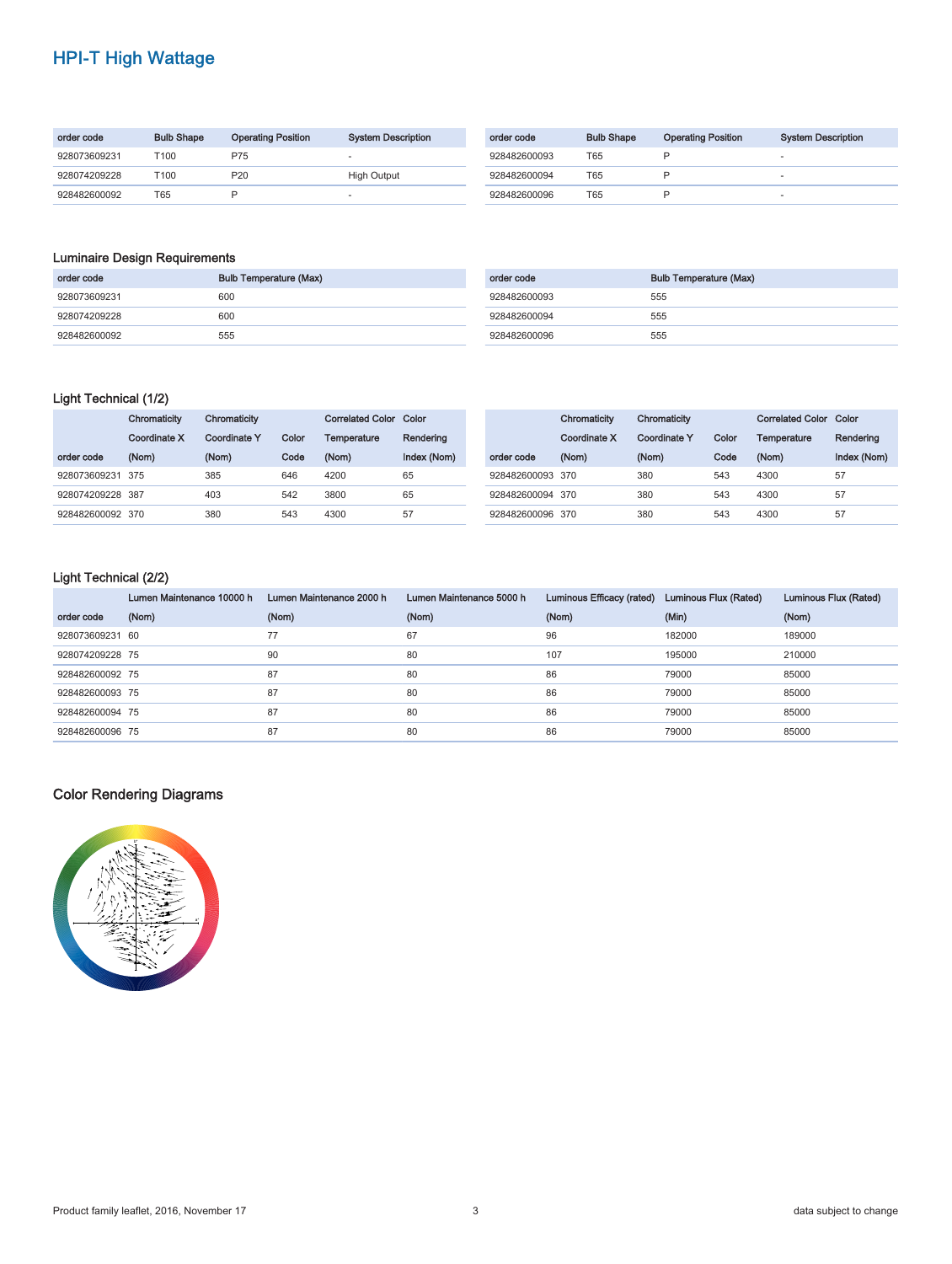# HPI-T High Wattage

| order code | Bulb Shape | Operating Position | System Description |
|---|---|---|---|
| 928073609231 | T100 | P75 | - |
| 928074209228 | T100 | P20 | High Output |
| 928482600092 | T65 | P | - |
| 928482600093 | T65 | P | - |
| 928482600094 | T65 | P | - |
| 928482600096 | T65 | P | - |

## Luminaire Design Requirements

| order code | Bulb Temperature (Max) |
|---|---|
| 928073609231 | 600 |
| 928074209228 | 600 |
| 928482600092 | 555 |
| 928482600093 | 555 |
| 928482600094 | 555 |
| 928482600096 | 555 |

## Light Technical (1/2)

| order code | Chromaticity Coordinate X (Nom) | Chromaticity Coordinate Y (Nom) | Color Code | Correlated Color Temperature (Nom) | Color Rendering Index (Nom) |
|---|---|---|---|---|---|
| 928073609231 | 375 | 385 | 646 | 4200 | 65 |
| 928074209228 | 387 | 403 | 542 | 3800 | 65 |
| 928482600092 | 370 | 380 | 543 | 4300 | 57 |
| 928482600093 | 370 | 380 | 543 | 4300 | 57 |
| 928482600094 | 370 | 380 | 543 | 4300 | 57 |
| 928482600096 | 370 | 380 | 543 | 4300 | 57 |

## Light Technical (2/2)

| order code | Lumen Maintenance 10000 h (Nom) | Lumen Maintenance 2000 h (Nom) | Lumen Maintenance 5000 h (Nom) | Luminous Efficacy (rated) (Nom) | Luminous Flux (Rated) (Min) | Luminous Flux (Rated) (Nom) |
|---|---|---|---|---|---|---|
| 928073609231 | 60 | 77 | 67 | 96 | 182000 | 189000 |
| 928074209228 | 75 | 90 | 80 | 107 | 195000 | 210000 |
| 928482600092 | 75 | 87 | 80 | 86 | 79000 | 85000 |
| 928482600093 | 75 | 87 | 80 | 86 | 79000 | 85000 |
| 928482600094 | 75 | 87 | 80 | 86 | 79000 | 85000 |
| 928482600096 | 75 | 87 | 80 | 86 | 79000 | 85000 |

## Color Rendering Diagrams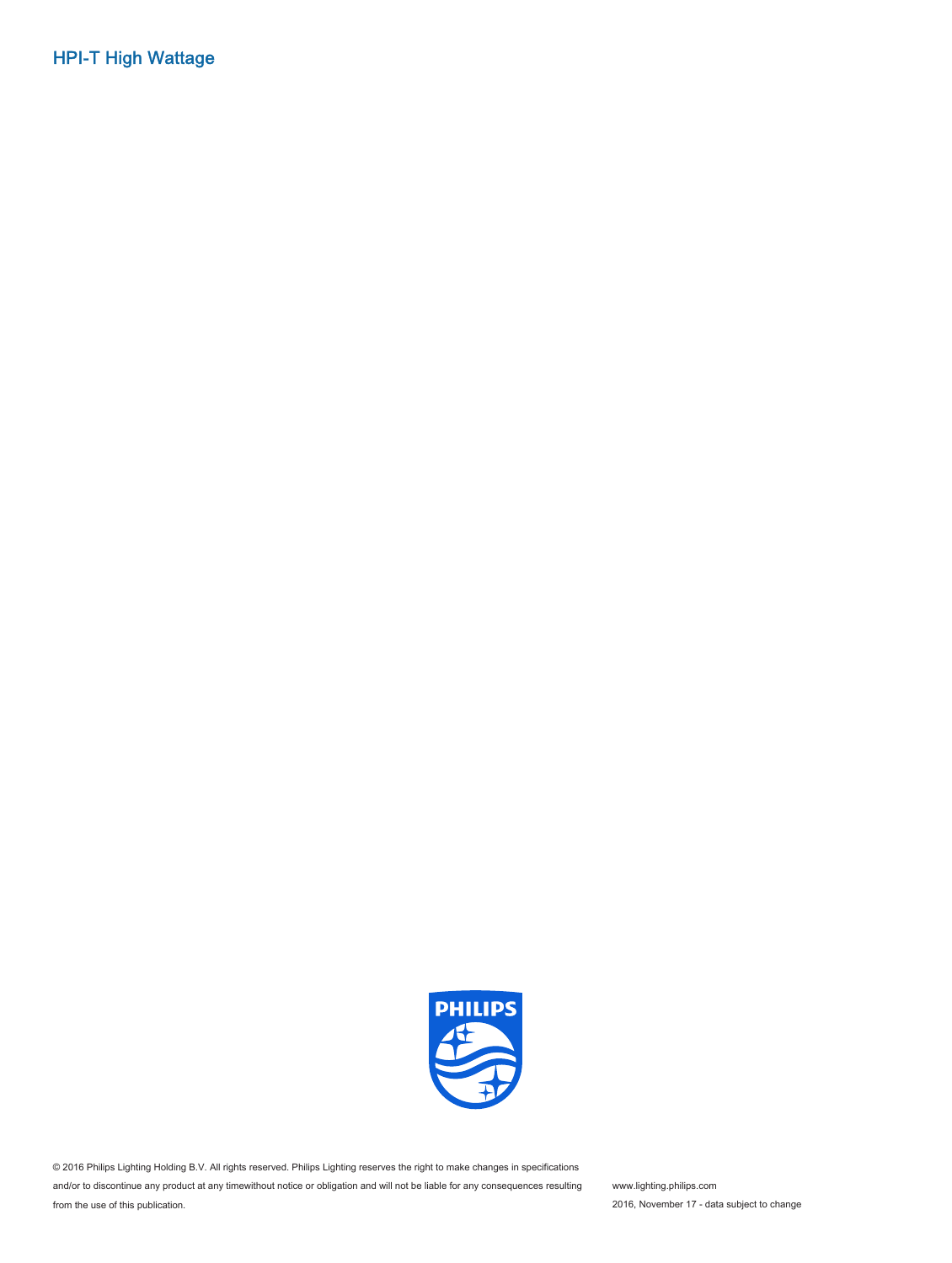© 2016 Philips Lighting Holding B.V. All rights reserved. Philips Lighting reserves the right to make changes in specifications and/or to discontinue any product at any timewithout notice or obligation and will not be liable for any consequences resulting from the use of this publication.

www.lighting.philips.com

2016, November 17 - data subject to change